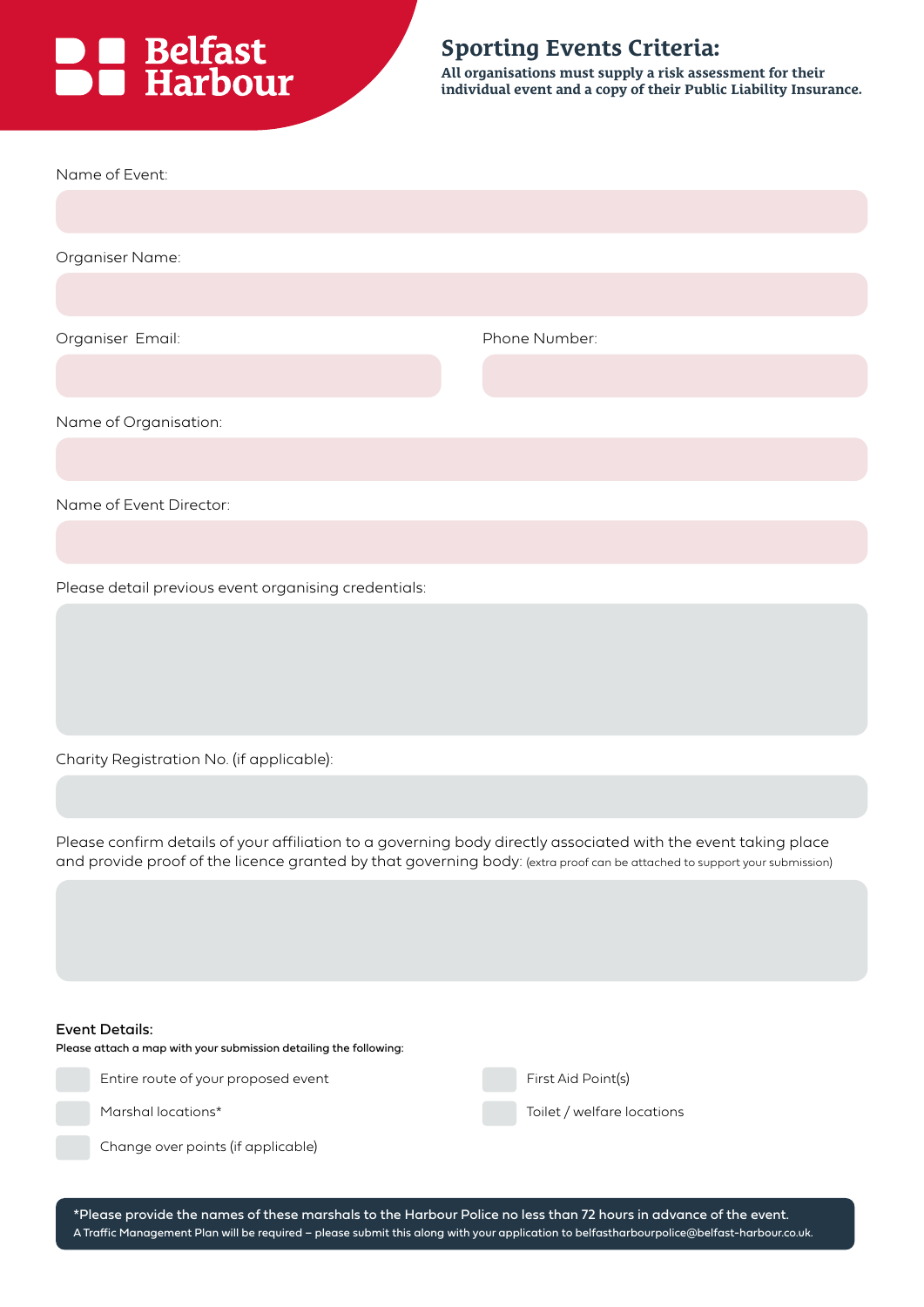Belfast Harbour

# Sporting Events Criteria:

**All organisations must supply a risk assessment for their individual event and a copy of their Public Liability Insurance.**

Name of Event:

Organiser Name:

Organiser Email:

Phone Number:

Name of Organisation:

Name of Event Director:

Please detail previous event organising credentials:

Charity Registration No. (if applicable):

Please confirm details of your affiliation to a governing body directly associated with the event taking place and provide proof of the licence granted by that governing body: (extra proof can be attached to support your submission)

**Event Details:**

**Please attach a map with your submission detailing the following:**

- [ ] Entire route of your proposed event
- [ ] Marshal locations*
- [ ] Change over points (if applicable)
- [ ] First Aid Point(s)
- [ ] Toilet / welfare locations

*Please provide the names of these marshals to the Harbour Police no less than 72 hours in advance of the event.

A Traffic Management Plan will be required – please submit this along with your application to belfastharbourpolice@belfast-harbour.co.uk.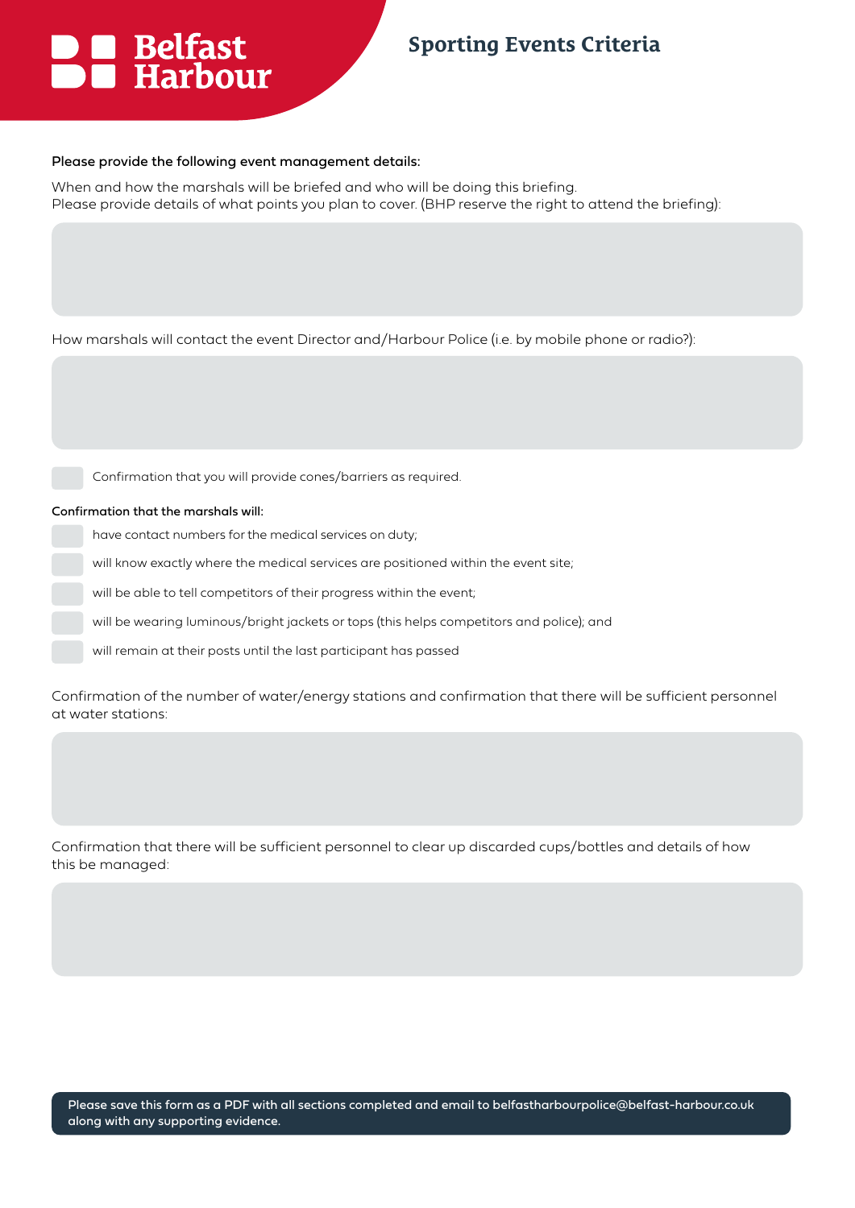# Sporting Events Criteria

**Please provide the following event management details:**

When and how the marshals will be briefed and who will be doing this briefing.
Please provide details of what points you plan to cover. (BHP reserve the right to attend the briefing):

How marshals will contact the event Director and/Harbour Police (i.e. by mobile phone or radio?):

- [ ] Confirmation that you will provide cones/barriers as required.

**Confirmation that the marshals will:**

- [ ] have contact numbers for the medical services on duty;
- [ ] will know exactly where the medical services are positioned within the event site;
- [ ] will be able to tell competitors of their progress within the event;
- [ ] will be wearing luminous/bright jackets or tops (this helps competitors and police); and
- [ ] will remain at their posts until the last participant has passed

Confirmation of the number of water/energy stations and confirmation that there will be sufficient personnel at water stations:

Confirmation that there will be sufficient personnel to clear up discarded cups/bottles and details of how this be managed:

**Please save this form as a PDF with all sections completed and email to belfastharbourpolice@belfast-harbour.co.uk along with any supporting evidence.**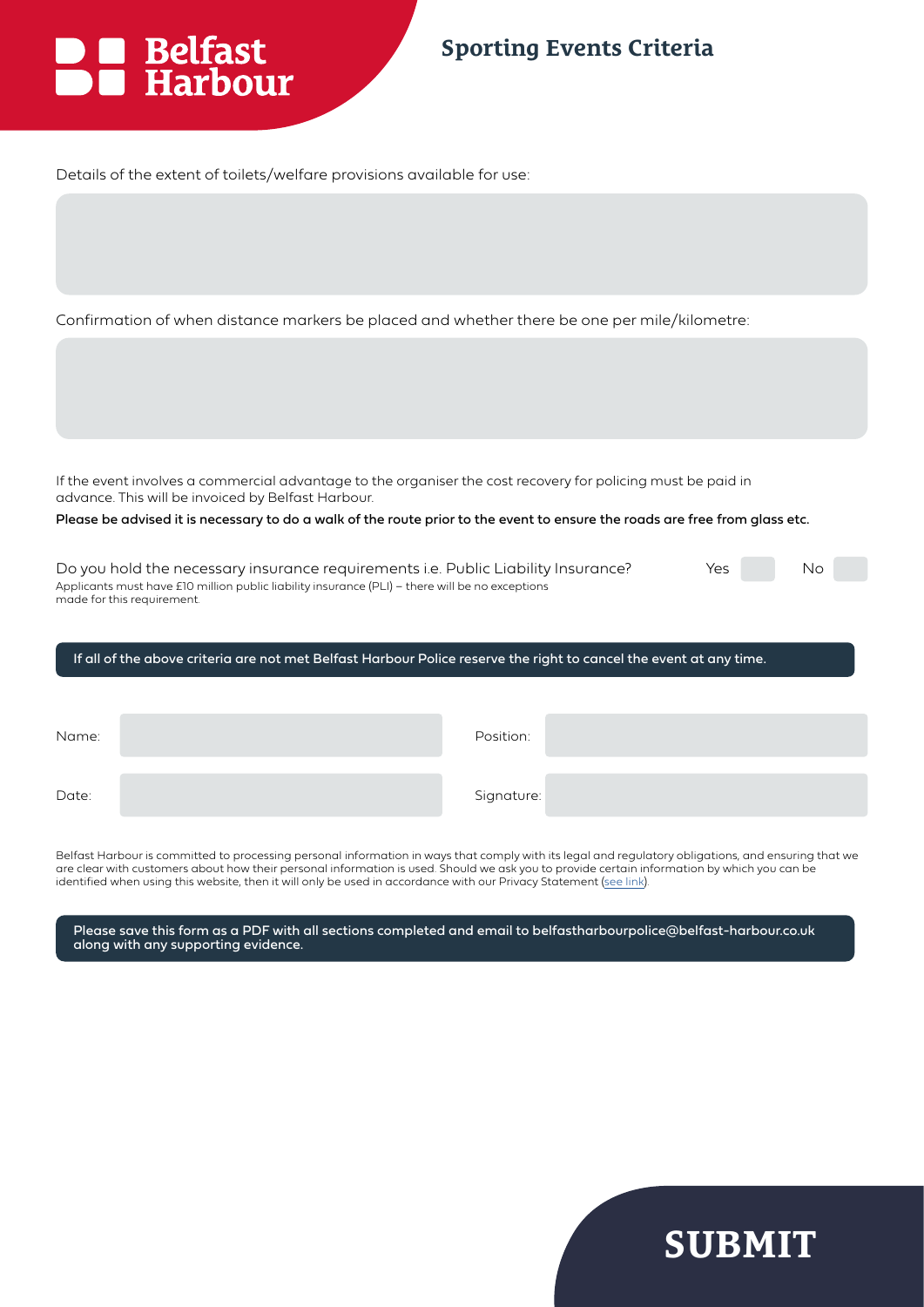# Belfast Harbour

## Sporting Events Criteria

Details of the extent of toilets/welfare provisions available for use:

Confirmation of when distance markers be placed and whether there be one per mile/kilometre:

If the event involves a commercial advantage to the organiser the cost recovery for policing must be paid in advance. This will be invoiced by Belfast Harbour.

**Please be advised it is necessary to do a walk of the route prior to the event to ensure the roads are free from glass etc.**

Do you hold the necessary insurance requirements i.e. Public Liability Insurance? Yes No

Applicants must have £10 million public liability insurance (PLI) – there will be no exceptions made for this requirement.

**If all of the above criteria are not met Belfast Harbour Police reserve the right to cancel the event at any time.**

| | | | |
|---|---|---|---|
| Name: | | Position: | |
| Date: | | Signature: | |

Belfast Harbour is committed to processing personal information in ways that comply with its legal and regulatory obligations, and ensuring that we are clear with customers about how their personal information is used. Should we ask you to provide certain information by which you can be identified when using this website, then it will only be used in accordance with our Privacy Statement (see link).

**Please save this form as a PDF with all sections completed and email to belfastharbourpolice@belfast-harbour.co.uk along with any supporting evidence.**

SUBMIT